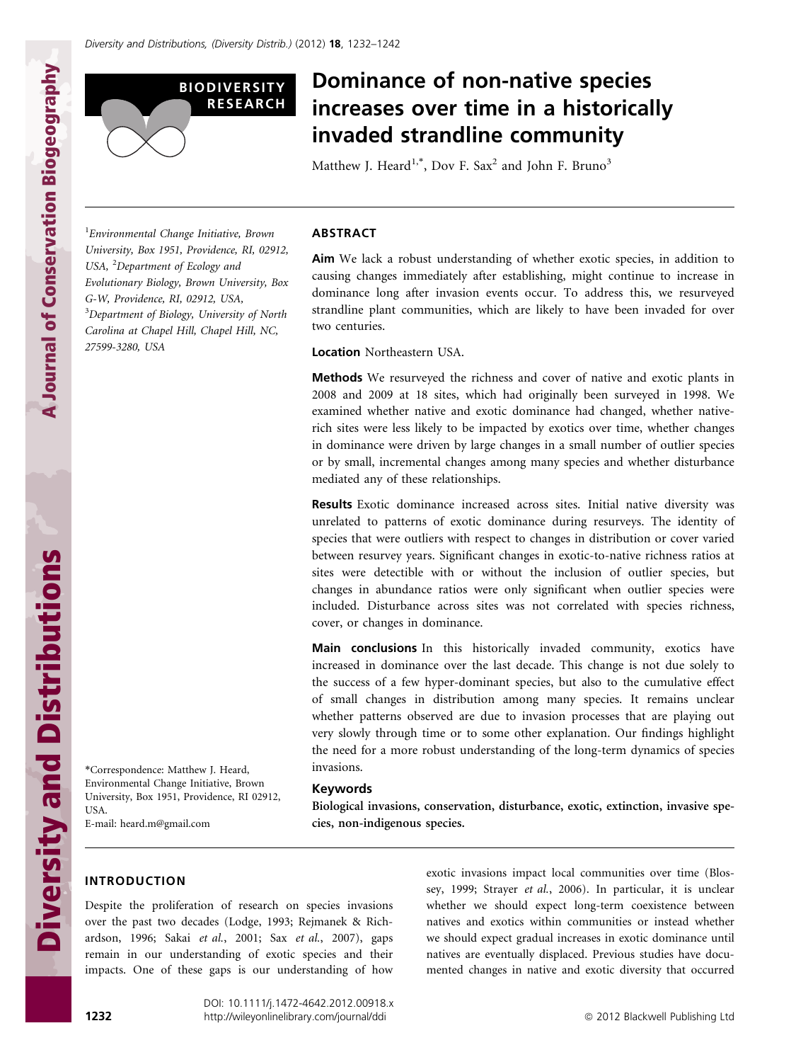BIODIVERSITY RESEARCH

# Dominance of non-native species increases over time in a historically invaded strandline community

Matthew J. Heard[1,*], Dov F. Sax[2] and John F. Bruno[3]

[1]Environmental Change Initiative, Brown University, Box 1951, Providence, RI, 02912, USA, [2]Department of Ecology and Evolutionary Biology, Brown University, Box G-W, Providence, RI, 02912, USA, [3]Department of Biology, University of North Carolina at Chapel Hill, Chapel Hill, NC, 27599-3280, USA

*Correspondence: Matthew J. Heard, Environmental Change Initiative, Brown University, Box 1951, Providence, RI 02912, USA.
E-mail: heard.m@gmail.com

## ABSTRACT

**Aim** We lack a robust understanding of whether exotic species, in addition to causing changes immediately after establishing, might continue to increase in dominance long after invasion events occur. To address this, we resurveyed strandline plant communities, which are likely to have been invaded for over two centuries.

**Location** Northeastern USA.

**Methods** We resurveyed the richness and cover of native and exotic plants in 2008 and 2009 at 18 sites, which had originally been surveyed in 1998. We examined whether native and exotic dominance had changed, whether native-rich sites were less likely to be impacted by exotics over time, whether changes in dominance were driven by large changes in a small number of outlier species or by small, incremental changes among many species and whether disturbance mediated any of these relationships.

**Results** Exotic dominance increased across sites. Initial native diversity was unrelated to patterns of exotic dominance during resurveys. The identity of species that were outliers with respect to changes in distribution or cover varied between resurvey years. Significant changes in exotic-to-native richness ratios at sites were detectible with or without the inclusion of outlier species, but changes in abundance ratios were only significant when outlier species were included. Disturbance across sites was not correlated with species richness, cover, or changes in dominance.

**Main conclusions** In this historically invaded community, exotics have increased in dominance over the last decade. This change is not due solely to the success of a few hyper-dominant species, but also to the cumulative effect of small changes in distribution among many species. It remains unclear whether patterns observed are due to invasion processes that are playing out very slowly through time or to some other explanation. Our findings highlight the need for a more robust understanding of the long-term dynamics of species invasions.

### Keywords

**Biological invasions, conservation, disturbance, exotic, extinction, invasive species, non-indigenous species.**

## INTRODUCTION

Despite the proliferation of research on species invasions over the past two decades (Lodge, 1993; Rejmanek & Richardson, 1996; Sakai *et al.*, 2001; Sax *et al.*, 2007), gaps remain in our understanding of exotic species and their impacts. One of these gaps is our understanding of how exotic invasions impact local communities over time (Blossey, 1999; Strayer *et al.*, 2006). In particular, it is unclear whether we should expect long-term coexistence between natives and exotics within communities or instead whether we should expect gradual increases in exotic dominance until natives are eventually displaced. Previous studies have documented changes in native and exotic diversity that occurred

DOI: 10.1111/j.1472-4642.2012.00918.x
http://wileyonlinelibrary.com/journal/ddi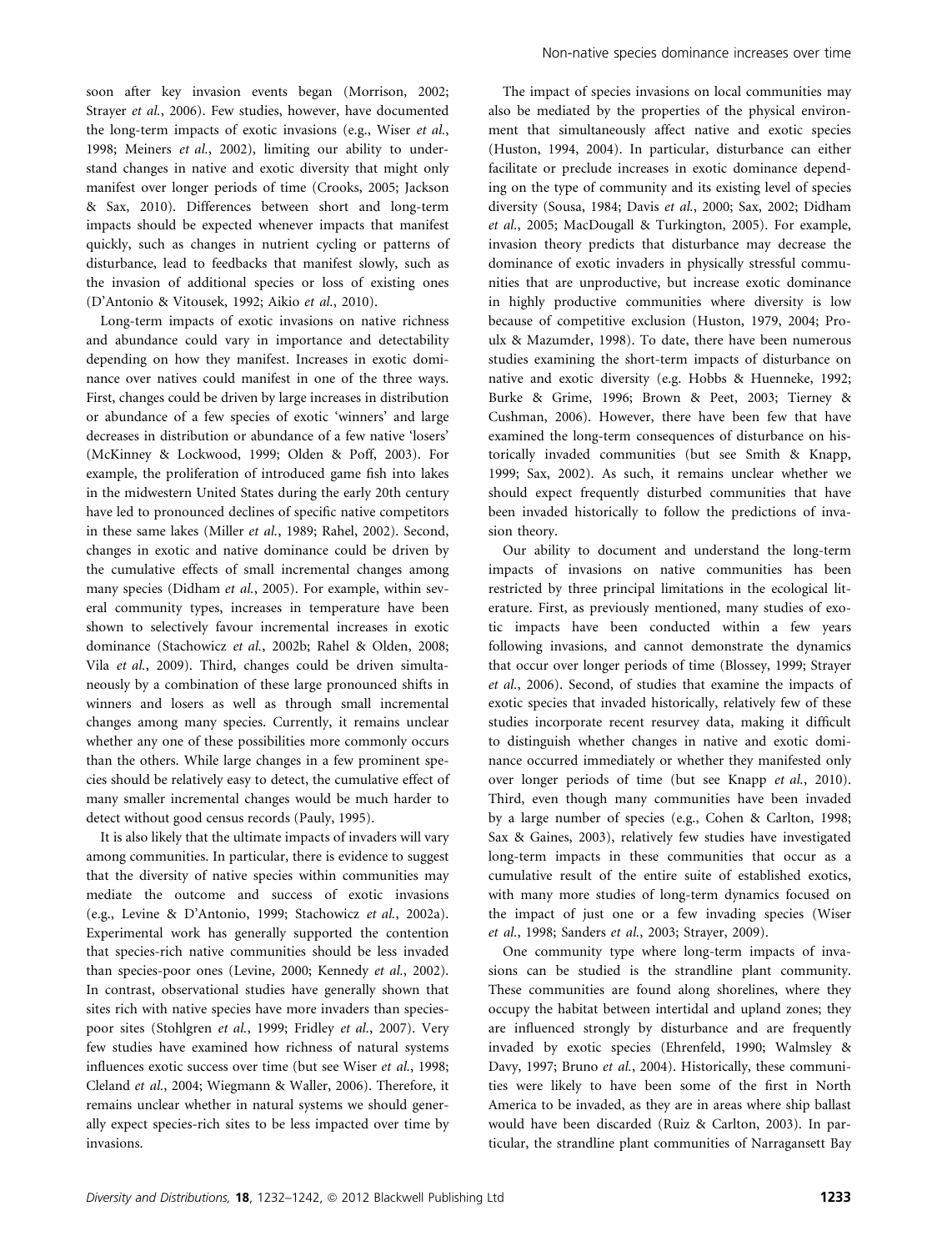soon after key invasion events began (Morrison, 2002; Strayer *et al.*, 2006). Few studies, however, have documented the long-term impacts of exotic invasions (e.g., Wiser *et al.*, 1998; Meiners *et al.*, 2002), limiting our ability to understand changes in native and exotic diversity that might only manifest over longer periods of time (Crooks, 2005; Jackson & Sax, 2010). Differences between short and long-term impacts should be expected whenever impacts that manifest quickly, such as changes in nutrient cycling or patterns of disturbance, lead to feedbacks that manifest slowly, such as the invasion of additional species or loss of existing ones (D'Antonio & Vitousek, 1992; Aikio *et al.*, 2010).

Long-term impacts of exotic invasions on native richness and abundance could vary in importance and detectability depending on how they manifest. Increases in exotic dominance over natives could manifest in one of the three ways. First, changes could be driven by large increases in distribution or abundance of a few species of exotic 'winners' and large decreases in distribution or abundance of a few native 'losers' (McKinney & Lockwood, 1999; Olden & Poff, 2003). For example, the proliferation of introduced game fish into lakes in the midwestern United States during the early 20th century have led to pronounced declines of specific native competitors in these same lakes (Miller *et al.*, 1989; Rahel, 2002). Second, changes in exotic and native dominance could be driven by the cumulative effects of small incremental changes among many species (Didham *et al.*, 2005). For example, within several community types, increases in temperature have been shown to selectively favour incremental increases in exotic dominance (Stachowicz *et al.*, 2002b; Rahel & Olden, 2008; Vila *et al.*, 2009). Third, changes could be driven simultaneously by a combination of these large pronounced shifts in winners and losers as well as through small incremental changes among many species. Currently, it remains unclear whether any one of these possibilities more commonly occurs than the others. While large changes in a few prominent species should be relatively easy to detect, the cumulative effect of many smaller incremental changes would be much harder to detect without good census records (Pauly, 1995).

It is also likely that the ultimate impacts of invaders will vary among communities. In particular, there is evidence to suggest that the diversity of native species within communities may mediate the outcome and success of exotic invasions (e.g., Levine & D'Antonio, 1999; Stachowicz *et al.*, 2002a). Experimental work has generally supported the contention that species-rich native communities should be less invaded than species-poor ones (Levine, 2000; Kennedy *et al.*, 2002). In contrast, observational studies have generally shown that sites rich with native species have more invaders than species-poor sites (Stohlgren *et al.*, 1999; Fridley *et al.*, 2007). Very few studies have examined how richness of natural systems influences exotic success over time (but see Wiser *et al.*, 1998; Cleland *et al.*, 2004; Wiegmann & Waller, 2006). Therefore, it remains unclear whether in natural systems we should generally expect species-rich sites to be less impacted over time by invasions.

The impact of species invasions on local communities may also be mediated by the properties of the physical environment that simultaneously affect native and exotic species (Huston, 1994, 2004). In particular, disturbance can either facilitate or preclude increases in exotic dominance depending on the type of community and its existing level of species diversity (Sousa, 1984; Davis *et al.*, 2000; Sax, 2002; Didham *et al.*, 2005; MacDougall & Turkington, 2005). For example, invasion theory predicts that disturbance may decrease the dominance of exotic invaders in physically stressful communities that are unproductive, but increase exotic dominance in highly productive communities where diversity is low because of competitive exclusion (Huston, 1979, 2004; Proulx & Mazumder, 1998). To date, there have been numerous studies examining the short-term impacts of disturbance on native and exotic diversity (e.g. Hobbs & Huenneke, 1992; Burke & Grime, 1996; Brown & Peet, 2003; Tierney & Cushman, 2006). However, there have been few that have examined the long-term consequences of disturbance on historically invaded communities (but see Smith & Knapp, 1999; Sax, 2002). As such, it remains unclear whether we should expect frequently disturbed communities that have been invaded historically to follow the predictions of invasion theory.

Our ability to document and understand the long-term impacts of invasions on native communities has been restricted by three principal limitations in the ecological literature. First, as previously mentioned, many studies of exotic impacts have been conducted within a few years following invasions, and cannot demonstrate the dynamics that occur over longer periods of time (Blossey, 1999; Strayer *et al.*, 2006). Second, of studies that examine the impacts of exotic species that invaded historically, relatively few of these studies incorporate recent resurvey data, making it difficult to distinguish whether changes in native and exotic dominance occurred immediately or whether they manifested only over longer periods of time (but see Knapp *et al.*, 2010). Third, even though many communities have been invaded by a large number of species (e.g., Cohen & Carlton, 1998; Sax & Gaines, 2003), relatively few studies have investigated long-term impacts in these communities that occur as a cumulative result of the entire suite of established exotics, with many more studies of long-term dynamics focused on the impact of just one or a few invading species (Wiser *et al.*, 1998; Sanders *et al.*, 2003; Strayer, 2009).

One community type where long-term impacts of invasions can be studied is the strandline plant community. These communities are found along shorelines, where they occupy the habitat between intertidal and upland zones; they are influenced strongly by disturbance and are frequently invaded by exotic species (Ehrenfeld, 1990; Walmsley & Davy, 1997; Bruno *et al.*, 2004). Historically, these communities were likely to have been some of the first in North America to be invaded, as they are in areas where ship ballast would have been discarded (Ruiz & Carlton, 2003). In particular, the strandline plant communities of Narragansett Bay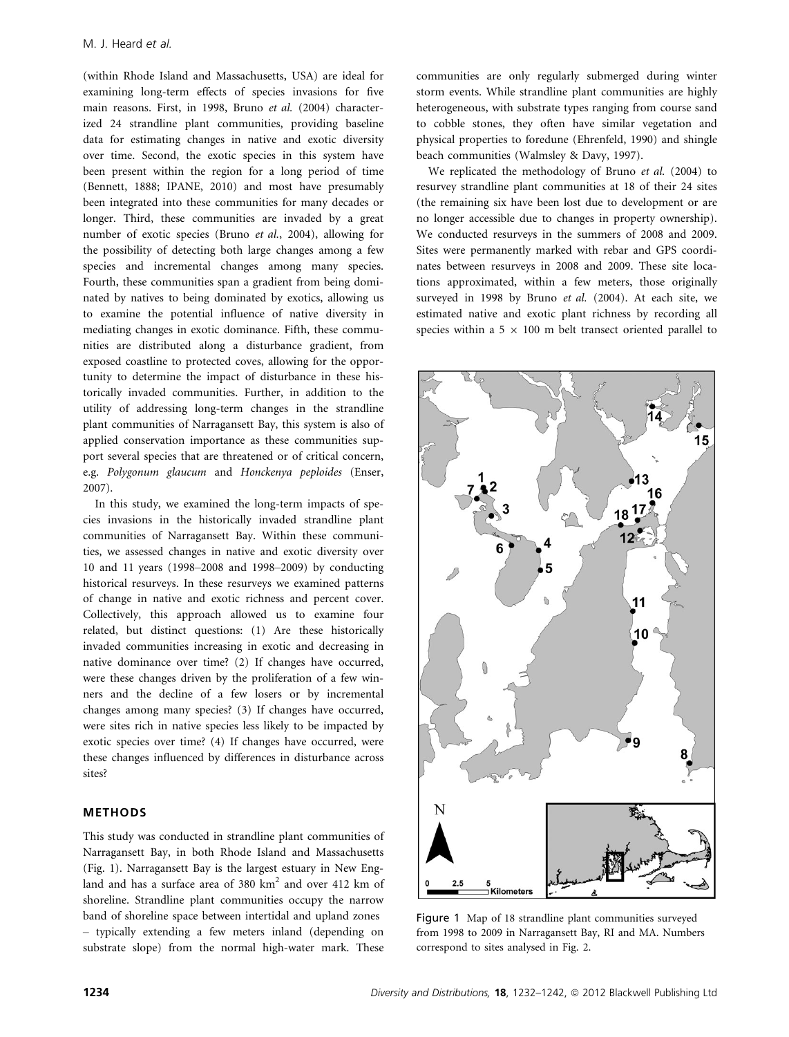(within Rhode Island and Massachusetts, USA) are ideal for examining long-term effects of species invasions for five main reasons. First, in 1998, Bruno *et al.* (2004) characterized 24 strandline plant communities, providing baseline data for estimating changes in native and exotic diversity over time. Second, the exotic species in this system have been present within the region for a long period of time (Bennett, 1888; IPANE, 2010) and most have presumably been integrated into these communities for many decades or longer. Third, these communities are invaded by a great number of exotic species (Bruno *et al.*, 2004), allowing for the possibility of detecting both large changes among a few species and incremental changes among many species. Fourth, these communities span a gradient from being dominated by natives to being dominated by exotics, allowing us to examine the potential influence of native diversity in mediating changes in exotic dominance. Fifth, these communities are distributed along a disturbance gradient, from exposed coastline to protected coves, allowing for the opportunity to determine the impact of disturbance in these historically invaded communities. Further, in addition to the utility of addressing long-term changes in the strandline plant communities of Narragansett Bay, this system is also of applied conservation importance as these communities support several species that are threatened or of critical concern, e.g. *Polygonum glaucum* and *Honckenya peploides* (Enser, 2007).

In this study, we examined the long-term impacts of species invasions in the historically invaded strandline plant communities of Narragansett Bay. Within these communities, we assessed changes in native and exotic diversity over 10 and 11 years (1998–2008 and 1998–2009) by conducting historical resurveys. In these resurveys we examined patterns of change in native and exotic richness and percent cover. Collectively, this approach allowed us to examine four related, but distinct questions: (1) Are these historically invaded communities increasing in exotic and decreasing in native dominance over time? (2) If changes have occurred, were these changes driven by the proliferation of a few winners and the decline of a few losers or by incremental changes among many species? (3) If changes have occurred, were sites rich in native species less likely to be impacted by exotic species over time? (4) If changes have occurred, were these changes influenced by differences in disturbance across sites?

## METHODS

This study was conducted in strandline plant communities of Narragansett Bay, in both Rhode Island and Massachusetts (Fig. 1). Narragansett Bay is the largest estuary in New England and has a surface area of 380 $km^2$ and over 412 km of shoreline. Strandline plant communities occupy the narrow band of shoreline space between intertidal and upland zones – typically extending a few meters inland (depending on substrate slope) from the normal high-water mark. These communities are only regularly submerged during winter storm events. While strandline plant communities are highly heterogeneous, with substrate types ranging from course sand to cobble stones, they often have similar vegetation and physical properties to foredune (Ehrenfeld, 1990) and shingle beach communities (Walmsley & Davy, 1997).

We replicated the methodology of Bruno *et al.* (2004) to resurvey strandline plant communities at 18 of their 24 sites (the remaining six have been lost due to development or are no longer accessible due to changes in property ownership). We conducted resurveys in the summers of 2008 and 2009. Sites were permanently marked with rebar and GPS coordinates between resurveys in 2008 and 2009. These site locations approximated, within a few meters, those originally surveyed in 1998 by Bruno *et al.* (2004). At each site, we estimated native and exotic plant richness by recording all species within a 5 × 100 m belt transect oriented parallel to

Figure 1 Map of 18 strandline plant communities surveyed from 1998 to 2009 in Narragansett Bay, RI and MA. Numbers correspond to sites analysed in Fig. 2.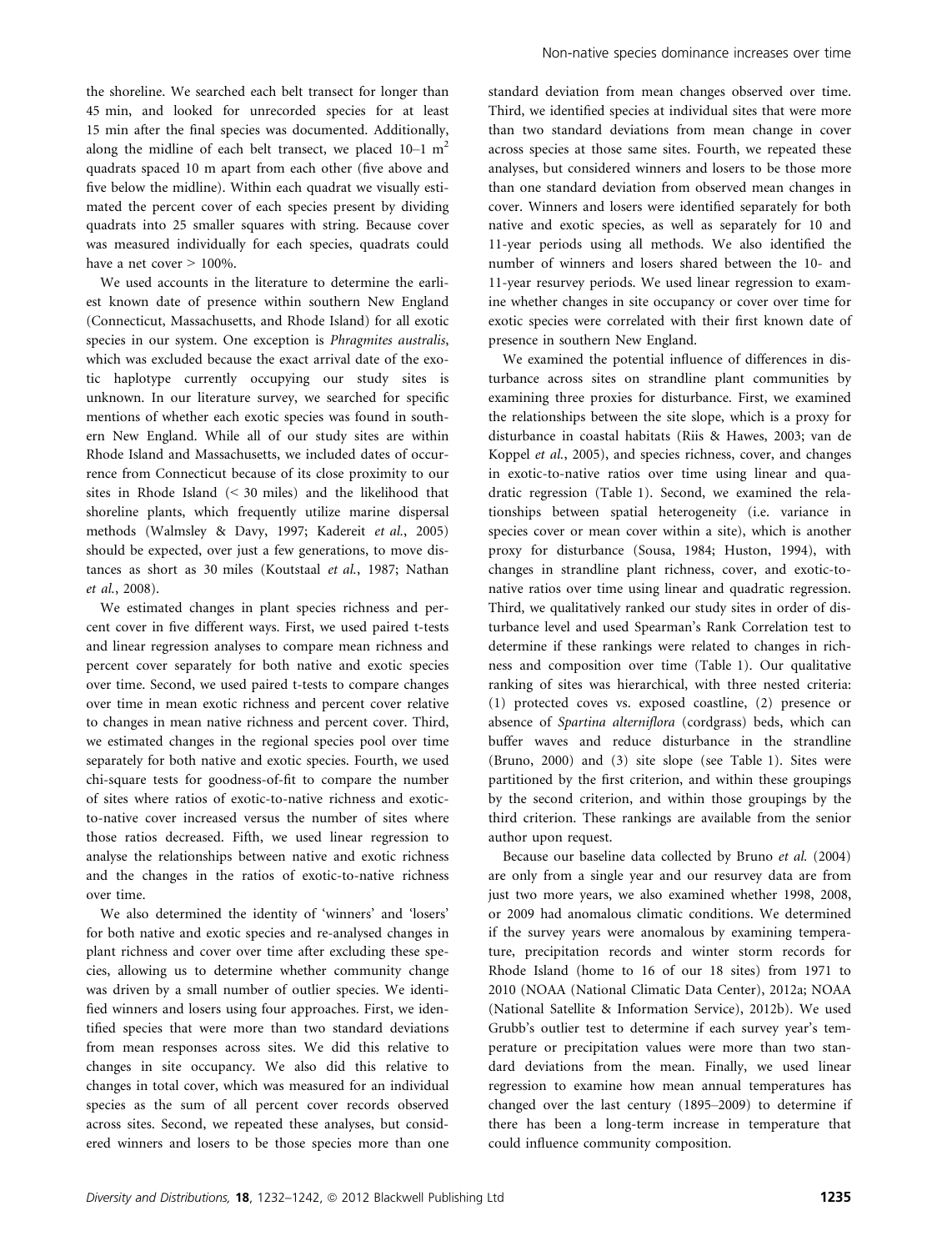the shoreline. We searched each belt transect for longer than 45 min, and looked for unrecorded species for at least 15 min after the final species was documented. Additionally, along the midline of each belt transect, we placed 10–1 $m^2$ quadrats spaced 10 m apart from each other (five above and five below the midline). Within each quadrat we visually estimated the percent cover of each species present by dividing quadrats into 25 smaller squares with string. Because cover was measured individually for each species, quadrats could have a net cover > 100%.

We used accounts in the literature to determine the earliest known date of presence within southern New England (Connecticut, Massachusetts, and Rhode Island) for all exotic species in our system. One exception is *Phragmites australis*, which was excluded because the exact arrival date of the exotic haplotype currently occupying our study sites is unknown. In our literature survey, we searched for specific mentions of whether each exotic species was found in southern New England. While all of our study sites are within Rhode Island and Massachusetts, we included dates of occurrence from Connecticut because of its close proximity to our sites in Rhode Island (< 30 miles) and the likelihood that shoreline plants, which frequently utilize marine dispersal methods (Walmsley & Davy, 1997; Kadereit *et al.*, 2005) should be expected, over just a few generations, to move distances as short as 30 miles (Koutstaal *et al.*, 1987; Nathan *et al.*, 2008).

We estimated changes in plant species richness and percent cover in five different ways. First, we used paired t-tests and linear regression analyses to compare mean richness and percent cover separately for both native and exotic species over time. Second, we used paired t-tests to compare changes over time in mean exotic richness and percent cover relative to changes in mean native richness and percent cover. Third, we estimated changes in the regional species pool over time separately for both native and exotic species. Fourth, we used chi-square tests for goodness-of-fit to compare the number of sites where ratios of exotic-to-native richness and exotic-to-native cover increased versus the number of sites where those ratios decreased. Fifth, we used linear regression to analyse the relationships between native and exotic richness and the changes in the ratios of exotic-to-native richness over time.

We also determined the identity of 'winners' and 'losers' for both native and exotic species and re-analysed changes in plant richness and cover over time after excluding these species, allowing us to determine whether community change was driven by a small number of outlier species. We identified winners and losers using four approaches. First, we identified species that were more than two standard deviations from mean responses across sites. We did this relative to changes in site occupancy. We also did this relative to changes in total cover, which was measured for an individual species as the sum of all percent cover records observed across sites. Second, we repeated these analyses, but considered winners and losers to be those species more than one standard deviation from mean changes observed over time. Third, we identified species at individual sites that were more than two standard deviations from mean change in cover across species at those same sites. Fourth, we repeated these analyses, but considered winners and losers to be those more than one standard deviation from observed mean changes in cover. Winners and losers were identified separately for both native and exotic species, as well as separately for 10 and 11-year periods using all methods. We also identified the number of winners and losers shared between the 10- and 11-year resurvey periods. We used linear regression to examine whether changes in site occupancy or cover over time for exotic species were correlated with their first known date of presence in southern New England.

We examined the potential influence of differences in disturbance across sites on strandline plant communities by examining three proxies for disturbance. First, we examined the relationships between the site slope, which is a proxy for disturbance in coastal habitats (Riis & Hawes, 2003; van de Koppel *et al.*, 2005), and species richness, cover, and changes in exotic-to-native ratios over time using linear and quadratic regression (Table 1). Second, we examined the relationships between spatial heterogeneity (i.e. variance in species cover or mean cover within a site), which is another proxy for disturbance (Sousa, 1984; Huston, 1994), with changes in strandline plant richness, cover, and exotic-to-native ratios over time using linear and quadratic regression. Third, we qualitatively ranked our study sites in order of disturbance level and used Spearman's Rank Correlation test to determine if these rankings were related to changes in richness and composition over time (Table 1). Our qualitative ranking of sites was hierarchical, with three nested criteria: (1) protected coves vs. exposed coastline, (2) presence or absence of *Spartina alterniflora* (cordgrass) beds, which can buffer waves and reduce disturbance in the strandline (Bruno, 2000) and (3) site slope (see Table 1). Sites were partitioned by the first criterion, and within these groupings by the second criterion, and within those groupings by the third criterion. These rankings are available from the senior author upon request.

Because our baseline data collected by Bruno *et al.* (2004) are only from a single year and our resurvey data are from just two more years, we also examined whether 1998, 2008, or 2009 had anomalous climatic conditions. We determined if the survey years were anomalous by examining temperature, precipitation records and winter storm records for Rhode Island (home to 16 of our 18 sites) from 1971 to 2010 (NOAA (National Climatic Data Center), 2012a; NOAA (National Satellite & Information Service), 2012b). We used Grubb's outlier test to determine if each survey year's temperature or precipitation values were more than two standard deviations from the mean. Finally, we used linear regression to examine how mean annual temperatures has changed over the last century (1895–2009) to determine if there has been a long-term increase in temperature that could influence community composition.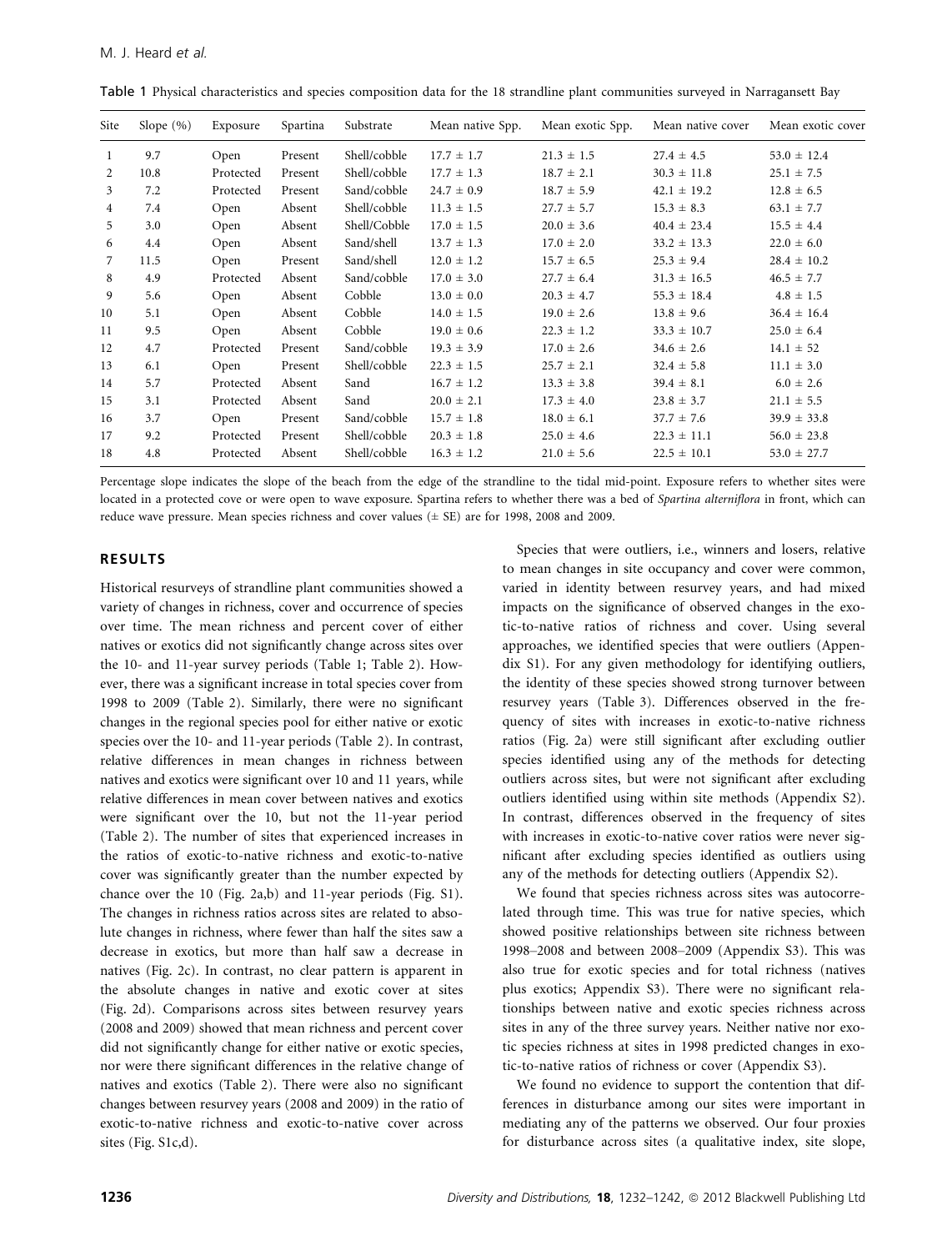Table 1 Physical characteristics and species composition data for the 18 strandline plant communities surveyed in Narragansett Bay

| Site | Slope (%) | Exposure | Spartina | Substrate | Mean native Spp. | Mean exotic Spp. | Mean native cover | Mean exotic cover |
|---|---|---|---|---|---|---|---|---|
| 1 | 9.7 | Open | Present | Shell/cobble | 17.7 ± 1.7 | 21.3 ± 1.5 | 27.4 ± 4.5 | 53.0 ± 12.4 |
| 2 | 10.8 | Protected | Present | Shell/cobble | 17.7 ± 1.3 | 18.7 ± 2.1 | 30.3 ± 11.8 | 25.1 ± 7.5 |
| 3 | 7.2 | Protected | Present | Sand/cobble | 24.7 ± 0.9 | 18.7 ± 5.9 | 42.1 ± 19.2 | 12.8 ± 6.5 |
| 4 | 7.4 | Open | Absent | Shell/cobble | 11.3 ± 1.5 | 27.7 ± 5.7 | 15.3 ± 8.3 | 63.1 ± 7.7 |
| 5 | 3.0 | Open | Absent | Shell/Cobble | 17.0 ± 1.5 | 20.0 ± 3.6 | 40.4 ± 23.4 | 15.5 ± 4.4 |
| 6 | 4.4 | Open | Absent | Sand/shell | 13.7 ± 1.3 | 17.0 ± 2.0 | 33.2 ± 13.3 | 22.0 ± 6.0 |
| 7 | 11.5 | Open | Present | Sand/shell | 12.0 ± 1.2 | 15.7 ± 6.5 | 25.3 ± 9.4 | 28.4 ± 10.2 |
| 8 | 4.9 | Protected | Absent | Sand/cobble | 17.0 ± 3.0 | 27.7 ± 6.4 | 31.3 ± 16.5 | 46.5 ± 7.7 |
| 9 | 5.6 | Open | Absent | Cobble | 13.0 ± 0.0 | 20.3 ± 4.7 | 55.3 ± 18.4 | 4.8 ± 1.5 |
| 10 | 5.1 | Open | Absent | Cobble | 14.0 ± 1.5 | 19.0 ± 2.6 | 13.8 ± 9.6 | 36.4 ± 16.4 |
| 11 | 9.5 | Open | Absent | Cobble | 19.0 ± 0.6 | 22.3 ± 1.2 | 33.3 ± 10.7 | 25.0 ± 6.4 |
| 12 | 4.7 | Protected | Present | Sand/cobble | 19.3 ± 3.9 | 17.0 ± 2.6 | 34.6 ± 2.6 | 14.1 ± 52 |
| 13 | 6.1 | Open | Present | Shell/cobble | 22.3 ± 1.5 | 25.7 ± 2.1 | 32.4 ± 5.8 | 11.1 ± 3.0 |
| 14 | 5.7 | Protected | Absent | Sand | 16.7 ± 1.2 | 13.3 ± 3.8 | 39.4 ± 8.1 | 6.0 ± 2.6 |
| 15 | 3.1 | Protected | Absent | Sand | 20.0 ± 2.1 | 17.3 ± 4.0 | 23.8 ± 3.7 | 21.1 ± 5.5 |
| 16 | 3.7 | Open | Present | Sand/cobble | 15.7 ± 1.8 | 18.0 ± 6.1 | 37.7 ± 7.6 | 39.9 ± 33.8 |
| 17 | 9.2 | Protected | Present | Shell/cobble | 20.3 ± 1.8 | 25.0 ± 4.6 | 22.3 ± 11.1 | 56.0 ± 23.8 |
| 18 | 4.8 | Protected | Absent | Shell/cobble | 16.3 ± 1.2 | 21.0 ± 5.6 | 22.5 ± 10.1 | 53.0 ± 27.7 |

Percentage slope indicates the slope of the beach from the edge of the strandline to the tidal mid-point. Exposure refers to whether sites were located in a protected cove or were open to wave exposure. Spartina refers to whether there was a bed of *Spartina alterniflora* in front, which can reduce wave pressure. Mean species richness and cover values (± SE) are for 1998, 2008 and 2009.

## RESULTS

Historical resurveys of strandline plant communities showed a variety of changes in richness, cover and occurrence of species over time. The mean richness and percent cover of either natives or exotics did not significantly change across sites over the 10- and 11-year survey periods (Table 1; Table 2). However, there was a significant increase in total species cover from 1998 to 2009 (Table 2). Similarly, there were no significant changes in the regional species pool for either native or exotic species over the 10- and 11-year periods (Table 2). In contrast, relative differences in mean changes in richness between natives and exotics were significant over 10 and 11 years, while relative differences in mean cover between natives and exotics were significant over the 10, but not the 11-year period (Table 2). The number of sites that experienced increases in the ratios of exotic-to-native richness and exotic-to-native cover was significantly greater than the number expected by chance over the 10 (Fig. 2a,b) and 11-year periods (Fig. S1). The changes in richness ratios across sites are related to absolute changes in richness, where fewer than half the sites saw a decrease in exotics, but more than half saw a decrease in natives (Fig. 2c). In contrast, no clear pattern is apparent in the absolute changes in native and exotic cover at sites (Fig. 2d). Comparisons across sites between resurvey years (2008 and 2009) showed that mean richness and percent cover did not significantly change for either native or exotic species, nor were there significant differences in the relative change of natives and exotics (Table 2). There were also no significant changes between resurvey years (2008 and 2009) in the ratio of exotic-to-native richness and exotic-to-native cover across sites (Fig. S1c,d).

Species that were outliers, i.e., winners and losers, relative to mean changes in site occupancy and cover were common, varied in identity between resurvey years, and had mixed impacts on the significance of observed changes in the exotic-to-native ratios of richness and cover. Using several approaches, we identified species that were outliers (Appendix S1). For any given methodology for identifying outliers, the identity of these species showed strong turnover between resurvey years (Table 3). Differences observed in the frequency of sites with increases in exotic-to-native richness ratios (Fig. 2a) were still significant after excluding outlier species identified using any of the methods for detecting outliers across sites, but were not significant after excluding outliers identified using within site methods (Appendix S2). In contrast, differences observed in the frequency of sites with increases in exotic-to-native cover ratios were never significant after excluding species identified as outliers using any of the methods for detecting outliers (Appendix S2).

We found that species richness across sites was autocorrelated through time. This was true for native species, which showed positive relationships between site richness between 1998–2008 and between 2008–2009 (Appendix S3). This was also true for exotic species and for total richness (natives plus exotics; Appendix S3). There were no significant relationships between native and exotic species richness across sites in any of the three survey years. Neither native nor exotic species richness at sites in 1998 predicted changes in exotic-to-native ratios of richness or cover (Appendix S3).

We found no evidence to support the contention that differences in disturbance among our sites were important in mediating any of the patterns we observed. Our four proxies for disturbance across sites (a qualitative index, site slope,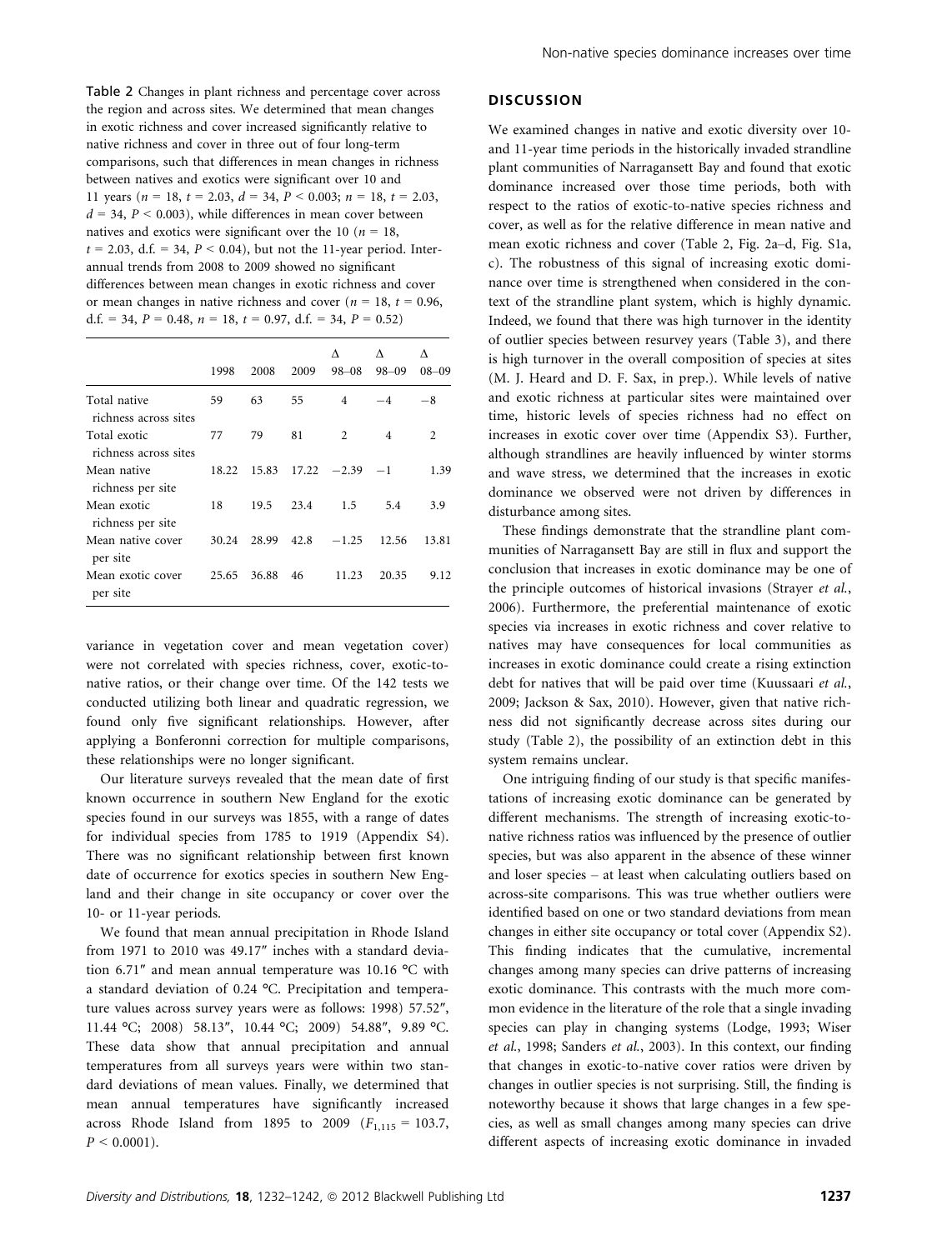Table 2 Changes in plant richness and percentage cover across the region and across sites. We determined that mean changes in exotic richness and cover increased significantly relative to native richness and cover in three out of four long-term comparisons, such that differences in mean changes in richness between natives and exotics were significant over 10 and 11 years ($n = 18$, $t = 2.03$, $d = 34$, $P < 0.003$; $n = 18$, $t = 2.03$, $d = 34$, $P < 0.003$), while differences in mean cover between natives and exotics were significant over the 10 ($n = 18$, $t = 2.03$, d.f. = 34, $P < 0.04$), but not the 11-year period. Inter-annual trends from 2008 to 2009 showed no significant differences between mean changes in exotic richness and cover or mean changes in native richness and cover ($n = 18$, $t = 0.96$, d.f. = 34, $P = 0.48$, $n = 18$, $t = 0.97$, d.f. = 34, $P = 0.52$)

| | 1998 | 2008 | 2009 | Δ 98–08 | Δ 98–09 | Δ 08–09 |
|---|---|---|---|---|---|---|
| Total native richness across sites | 59 | 63 | 55 | 4 | −4 | −8 |
| Total exotic richness across sites | 77 | 79 | 81 | 2 | 4 | 2 |
| Mean native richness per site | 18.22 | 15.83 | 17.22 | −2.39 | −1 | 1.39 |
| Mean exotic richness per site | 18 | 19.5 | 23.4 | 1.5 | 5.4 | 3.9 |
| Mean native cover per site | 30.24 | 28.99 | 42.8 | −1.25 | 12.56 | 13.81 |
| Mean exotic cover per site | 25.65 | 36.88 | 46 | 11.23 | 20.35 | 9.12 |

variance in vegetation cover and mean vegetation cover) were not correlated with species richness, cover, exotic-to-native ratios, or their change over time. Of the 142 tests we conducted utilizing both linear and quadratic regression, we found only five significant relationships. However, after applying a Bonferonni correction for multiple comparisons, these relationships were no longer significant.

Our literature surveys revealed that the mean date of first known occurrence in southern New England for the exotic species found in our surveys was 1855, with a range of dates for individual species from 1785 to 1919 (Appendix S4). There was no significant relationship between first known date of occurrence for exotics species in southern New England and their change in site occupancy or cover over the 10- or 11-year periods.

We found that mean annual precipitation in Rhode Island from 1971 to 2010 was 49.17″ inches with a standard deviation 6.71″ and mean annual temperature was 10.16 °C with a standard deviation of 0.24 °C. Precipitation and temperature values across survey years were as follows: 1998) 57.52″, 11.44 °C; 2008) 58.13″, 10.44 °C; 2009) 54.88″, 9.89 °C. These data show that annual precipitation and annual temperatures from all surveys years were within two standard deviations of mean values. Finally, we determined that mean annual temperatures have significantly increased across Rhode Island from 1895 to 2009 ($F_{1,115} = 103.7$, $P < 0.0001$).

## DISCUSSION

We examined changes in native and exotic diversity over 10- and 11-year time periods in the historically invaded strandline plant communities of Narragansett Bay and found that exotic dominance increased over those time periods, both with respect to the ratios of exotic-to-native species richness and cover, as well as for the relative difference in mean native and mean exotic richness and cover (Table 2, Fig. 2a–d, Fig. S1a, c). The robustness of this signal of increasing exotic dominance over time is strengthened when considered in the context of the strandline plant system, which is highly dynamic. Indeed, we found that there was high turnover in the identity of outlier species between resurvey years (Table 3), and there is high turnover in the overall composition of species at sites (M. J. Heard and D. F. Sax, in prep.). While levels of native and exotic richness at particular sites were maintained over time, historic levels of species richness had no effect on increases in exotic cover over time (Appendix S3). Further, although strandlines are heavily influenced by winter storms and wave stress, we determined that the increases in exotic dominance we observed were not driven by differences in disturbance among sites.

These findings demonstrate that the strandline plant communities of Narragansett Bay are still in flux and support the conclusion that increases in exotic dominance may be one of the principle outcomes of historical invasions (Strayer *et al.*, 2006). Furthermore, the preferential maintenance of exotic species via increases in exotic richness and cover relative to natives may have consequences for local communities as increases in exotic dominance could create a rising extinction debt for natives that will be paid over time (Kuussaari *et al.*, 2009; Jackson & Sax, 2010). However, given that native richness did not significantly decrease across sites during our study (Table 2), the possibility of an extinction debt in this system remains unclear.

One intriguing finding of our study is that specific manifestations of increasing exotic dominance can be generated by different mechanisms. The strength of increasing exotic-to-native richness ratios was influenced by the presence of outlier species, but was also apparent in the absence of these winner and loser species – at least when calculating outliers based on across-site comparisons. This was true whether outliers were identified based on one or two standard deviations from mean changes in either site occupancy or total cover (Appendix S2). This finding indicates that the cumulative, incremental changes among many species can drive patterns of increasing exotic dominance. This contrasts with the much more common evidence in the literature of the role that a single invading species can play in changing systems (Lodge, 1993; Wiser *et al.*, 1998; Sanders *et al.*, 2003). In this context, our finding that changes in exotic-to-native cover ratios were driven by changes in outlier species is not surprising. Still, the finding is noteworthy because it shows that large changes in a few species, as well as small changes among many species can drive different aspects of increasing exotic dominance in invaded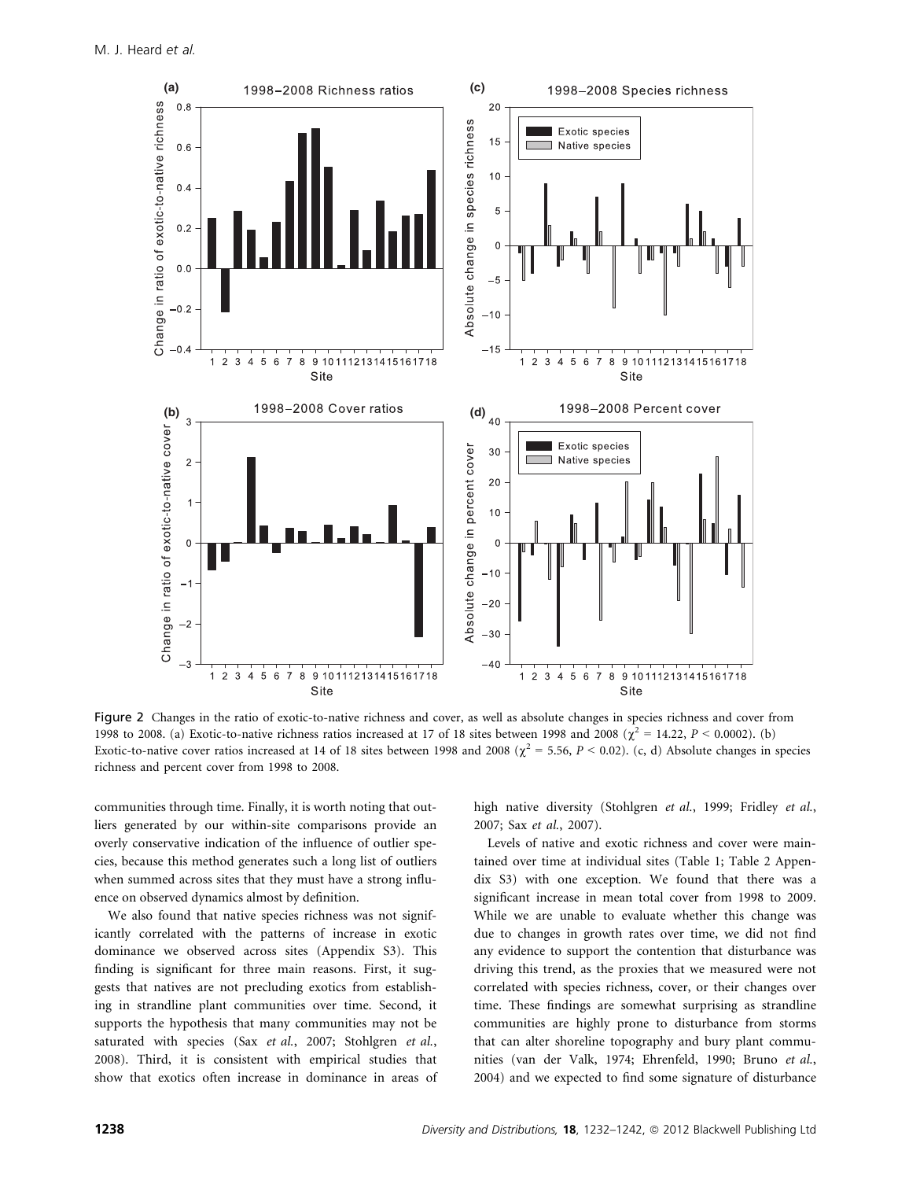Figure 2 Changes in the ratio of exotic-to-native richness and cover, as well as absolute changes in species richness and cover from 1998 to 2008. (a) Exotic-to-native richness ratios increased at 17 of 18 sites between 1998 and 2008 ($\chi^2 = 14.22$, $P < 0.0002$). (b) Exotic-to-native cover ratios increased at 14 of 18 sites between 1998 and 2008 ($\chi^2 = 5.56$, $P < 0.02$). (c, d) Absolute changes in species richness and percent cover from 1998 to 2008.

communities through time. Finally, it is worth noting that outliers generated by our within-site comparisons provide an overly conservative indication of the influence of outlier species, because this method generates such a long list of outliers when summed across sites that they must have a strong influence on observed dynamics almost by definition.

We also found that native species richness was not significantly correlated with the patterns of increase in exotic dominance we observed across sites (Appendix S3). This finding is significant for three main reasons. First, it suggests that natives are not precluding exotics from establishing in strandline plant communities over time. Second, it supports the hypothesis that many communities may not be saturated with species (Sax *et al.*, 2007; Stohlgren *et al.*, 2008). Third, it is consistent with empirical studies that show that exotics often increase in dominance in areas of high native diversity (Stohlgren *et al.*, 1999; Fridley *et al.*, 2007; Sax *et al.*, 2007).

Levels of native and exotic richness and cover were maintained over time at individual sites (Table 1; Table 2 Appendix S3) with one exception. We found that there was a significant increase in mean total cover from 1998 to 2009. While we are unable to evaluate whether this change was due to changes in growth rates over time, we did not find any evidence to support the contention that disturbance was driving this trend, as the proxies that we measured were not correlated with species richness, cover, or their changes over time. These findings are somewhat surprising as strandline communities are highly prone to disturbance from storms that can alter shoreline topography and bury plant communities (van der Valk, 1974; Ehrenfeld, 1990; Bruno *et al.*, 2004) and we expected to find some signature of disturbance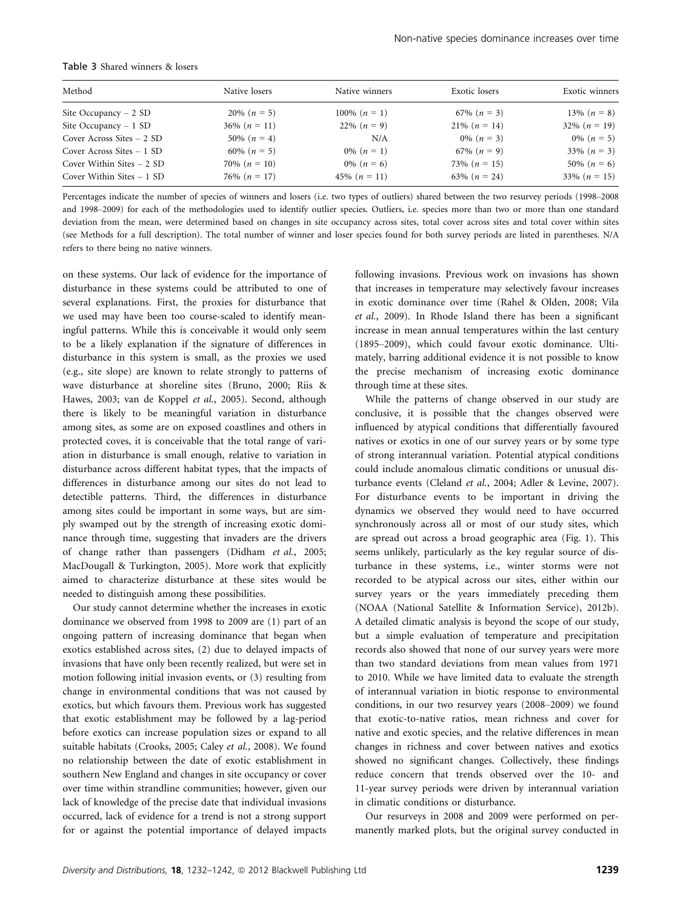Table 3 Shared winners & losers

| Method | Native losers | Native winners | Exotic losers | Exotic winners |
|---|---|---|---|---|
| Site Occupancy – 2 SD | 20% ($n$ = 5) | 100% ($n$ = 1) | 67% ($n$ = 3) | 13% ($n$ = 8) |
| Site Occupancy – 1 SD | 36% ($n$ = 11) | 22% ($n$ = 9) | 21% ($n$ = 14) | 32% ($n$ = 19) |
| Cover Across Sites – 2 SD | 50% ($n$ = 4) | N/A | 0% ($n$ = 3) | 0% ($n$ = 5) |
| Cover Across Sites – 1 SD | 60% ($n$ = 5) | 0% ($n$ = 1) | 67% ($n$ = 9) | 33% ($n$ = 3) |
| Cover Within Sites – 2 SD | 70% ($n$ = 10) | 0% ($n$ = 6) | 73% ($n$ = 15) | 50% ($n$ = 6) |
| Cover Within Sites – 1 SD | 76% ($n$ = 17) | 45% ($n$ = 11) | 63% ($n$ = 24) | 33% ($n$ = 15) |

Percentages indicate the number of species of winners and losers (i.e. two types of outliers) shared between the two resurvey periods (1998–2008 and 1998–2009) for each of the methodologies used to identify outlier species. Outliers, i.e. species more than two or more than one standard deviation from the mean, were determined based on changes in site occupancy across sites, total cover across sites and total cover within sites (see Methods for a full description). The total number of winner and loser species found for both survey periods are listed in parentheses. N/A refers to there being no native winners.

on these systems. Our lack of evidence for the importance of disturbance in these systems could be attributed to one of several explanations. First, the proxies for disturbance that we used may have been too course-scaled to identify meaningful patterns. While this is conceivable it would only seem to be a likely explanation if the signature of differences in disturbance in this system is small, as the proxies we used (e.g., site slope) are known to relate strongly to patterns of wave disturbance at shoreline sites (Bruno, 2000; Riis & Hawes, 2003; van de Koppel *et al.*, 2005). Second, although there is likely to be meaningful variation in disturbance among sites, as some are on exposed coastlines and others in protected coves, it is conceivable that the total range of variation in disturbance is small enough, relative to variation in disturbance across different habitat types, that the impacts of differences in disturbance among our sites do not lead to detectible patterns. Third, the differences in disturbance among sites could be important in some ways, but are simply swamped out by the strength of increasing exotic dominance through time, suggesting that invaders are the drivers of change rather than passengers (Didham *et al.*, 2005; MacDougall & Turkington, 2005). More work that explicitly aimed to characterize disturbance at these sites would be needed to distinguish among these possibilities.

Our study cannot determine whether the increases in exotic dominance we observed from 1998 to 2009 are (1) part of an ongoing pattern of increasing dominance that began when exotics established across sites, (2) due to delayed impacts of invasions that have only been recently realized, but were set in motion following initial invasion events, or (3) resulting from change in environmental conditions that was not caused by exotics, but which favours them. Previous work has suggested that exotic establishment may be followed by a lag-period before exotics can increase population sizes or expand to all suitable habitats (Crooks, 2005; Caley *et al.*, 2008). We found no relationship between the date of exotic establishment in southern New England and changes in site occupancy or cover over time within strandline communities; however, given our lack of knowledge of the precise date that individual invasions occurred, lack of evidence for a trend is not a strong support for or against the potential importance of delayed impacts following invasions. Previous work on invasions has shown that increases in temperature may selectively favour increases in exotic dominance over time (Rahel & Olden, 2008; Vila *et al.*, 2009). In Rhode Island there has been a significant increase in mean annual temperatures within the last century (1895–2009), which could favour exotic dominance. Ultimately, barring additional evidence it is not possible to know the precise mechanism of increasing exotic dominance through time at these sites.

While the patterns of change observed in our study are conclusive, it is possible that the changes observed were influenced by atypical conditions that differentially favoured natives or exotics in one of our survey years or by some type of strong interannual variation. Potential atypical conditions could include anomalous climatic conditions or unusual disturbance events (Cleland *et al.*, 2004; Adler & Levine, 2007). For disturbance events to be important in driving the dynamics we observed they would need to have occurred synchronously across all or most of our study sites, which are spread out across a broad geographic area (Fig. 1). This seems unlikely, particularly as the key regular source of disturbance in these systems, i.e., winter storms were not recorded to be atypical across our sites, either within our survey years or the years immediately preceding them (NOAA (National Satellite & Information Service), 2012b). A detailed climatic analysis is beyond the scope of our study, but a simple evaluation of temperature and precipitation records also showed that none of our survey years were more than two standard deviations from mean values from 1971 to 2010. While we have limited data to evaluate the strength of interannual variation in biotic response to environmental conditions, in our two resurvey years (2008–2009) we found that exotic-to-native ratios, mean richness and cover for native and exotic species, and the relative differences in mean changes in richness and cover between natives and exotics showed no significant changes. Collectively, these findings reduce concern that trends observed over the 10- and 11-year survey periods were driven by interannual variation in climatic conditions or disturbance.

Our resurveys in 2008 and 2009 were performed on permanently marked plots, but the original survey conducted in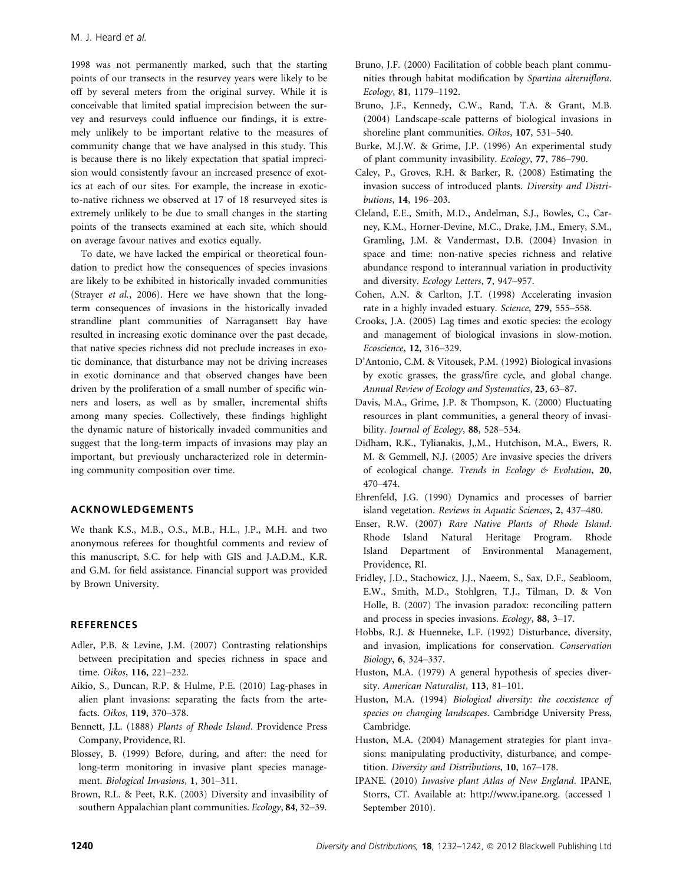1998 was not permanently marked, such that the starting points of our transects in the resurvey years were likely to be off by several meters from the original survey. While it is conceivable that limited spatial imprecision between the survey and resurveys could influence our findings, it is extremely unlikely to be important relative to the measures of community change that we have analysed in this study. This is because there is no likely expectation that spatial imprecision would consistently favour an increased presence of exotics at each of our sites. For example, the increase in exotic-to-native richness we observed at 17 of 18 resurveyed sites is extremely unlikely to be due to small changes in the starting points of the transects examined at each site, which should on average favour natives and exotics equally.

To date, we have lacked the empirical or theoretical foundation to predict how the consequences of species invasions are likely to be exhibited in historically invaded communities (Strayer *et al.*, 2006). Here we have shown that the long-term consequences of invasions in the historically invaded strandline plant communities of Narragansett Bay have resulted in increasing exotic dominance over the past decade, that native species richness did not preclude increases in exotic dominance, that disturbance may not be driving increases in exotic dominance and that observed changes have been driven by the proliferation of a small number of specific winners and losers, as well as by smaller, incremental shifts among many species. Collectively, these findings highlight the dynamic nature of historically invaded communities and suggest that the long-term impacts of invasions may play an important, but previously uncharacterized role in determining community composition over time.

## ACKNOWLEDGEMENTS

We thank K.S., M.B., O.S., M.B., H.L., J.P., M.H. and two anonymous referees for thoughtful comments and review of this manuscript, S.C. for help with GIS and J.A.D.M., K.R. and G.M. for field assistance. Financial support was provided by Brown University.

## REFERENCES

Adler, P.B. & Levine, J.M. (2007) Contrasting relationships between precipitation and species richness in space and time. *Oikos*, **116**, 221–232.

Aikio, S., Duncan, R.P. & Hulme, P.E. (2010) Lag-phases in alien plant invasions: separating the facts from the artefacts. *Oikos*, **119**, 370–378.

Bennett, J.L. (1888) *Plants of Rhode Island*. Providence Press Company, Providence, RI.

Blossey, B. (1999) Before, during, and after: the need for long-term monitoring in invasive plant species management. *Biological Invasions*, **1**, 301–311.

Brown, R.L. & Peet, R.K. (2003) Diversity and invasibility of southern Appalachian plant communities. *Ecology*, **84**, 32–39.

Bruno, J.F. (2000) Facilitation of cobble beach plant communities through habitat modification by *Spartina alterniflora*. *Ecology*, **81**, 1179–1192.

Bruno, J.F., Kennedy, C.W., Rand, T.A. & Grant, M.B. (2004) Landscape-scale patterns of biological invasions in shoreline plant communities. *Oikos*, **107**, 531–540.

Burke, M.J.W. & Grime, J.P. (1996) An experimental study of plant community invasibility. *Ecology*, **77**, 786–790.

Caley, P., Groves, R.H. & Barker, R. (2008) Estimating the invasion success of introduced plants. *Diversity and Distributions*, **14**, 196–203.

Cleland, E.E., Smith, M.D., Andelman, S.J., Bowles, C., Carney, K.M., Horner-Devine, M.C., Drake, J.M., Emery, S.M., Gramling, J.M. & Vandermast, D.B. (2004) Invasion in space and time: non-native species richness and relative abundance respond to interannual variation in productivity and diversity. *Ecology Letters*, **7**, 947–957.

Cohen, A.N. & Carlton, J.T. (1998) Accelerating invasion rate in a highly invaded estuary. *Science*, **279**, 555–558.

Crooks, J.A. (2005) Lag times and exotic species: the ecology and management of biological invasions in slow-motion. *Ecoscience*, **12**, 316–329.

D'Antonio, C.M. & Vitousek, P.M. (1992) Biological invasions by exotic grasses, the grass/fire cycle, and global change. *Annual Review of Ecology and Systematics*, **23**, 63–87.

Davis, M.A., Grime, J.P. & Thompson, K. (2000) Fluctuating resources in plant communities, a general theory of invasibility. *Journal of Ecology*, **88**, 528–534.

Didham, R.K., Tylianakis, J,.M., Hutchison, M.A., Ewers, R. M. & Gemmell, N.J. (2005) Are invasive species the drivers of ecological change. *Trends in Ecology & Evolution*, **20**, 470–474.

Ehrenfeld, J.G. (1990) Dynamics and processes of barrier island vegetation. *Reviews in Aquatic Sciences*, **2**, 437–480.

Enser, R.W. (2007) *Rare Native Plants of Rhode Island*. Rhode Island Natural Heritage Program. Rhode Island Department of Environmental Management, Providence, RI.

Fridley, J.D., Stachowicz, J.J., Naeem, S., Sax, D.F., Seabloom, E.W., Smith, M.D., Stohlgren, T.J., Tilman, D. & Von Holle, B. (2007) The invasion paradox: reconciling pattern and process in species invasions. *Ecology*, **88**, 3–17.

Hobbs, R.J. & Huenneke, L.F. (1992) Disturbance, diversity, and invasion, implications for conservation. *Conservation Biology*, **6**, 324–337.

Huston, M.A. (1979) A general hypothesis of species diversity. *American Naturalist*, **113**, 81–101.

Huston, M.A. (1994) *Biological diversity: the coexistence of species on changing landscapes*. Cambridge University Press, Cambridge.

Huston, M.A. (2004) Management strategies for plant invasions: manipulating productivity, disturbance, and competition. *Diversity and Distributions*, **10**, 167–178.

IPANE. (2010) *Invasive plant Atlas of New England*. IPANE, Storrs, CT. Available at: http://www.ipane.org. (accessed 1 September 2010).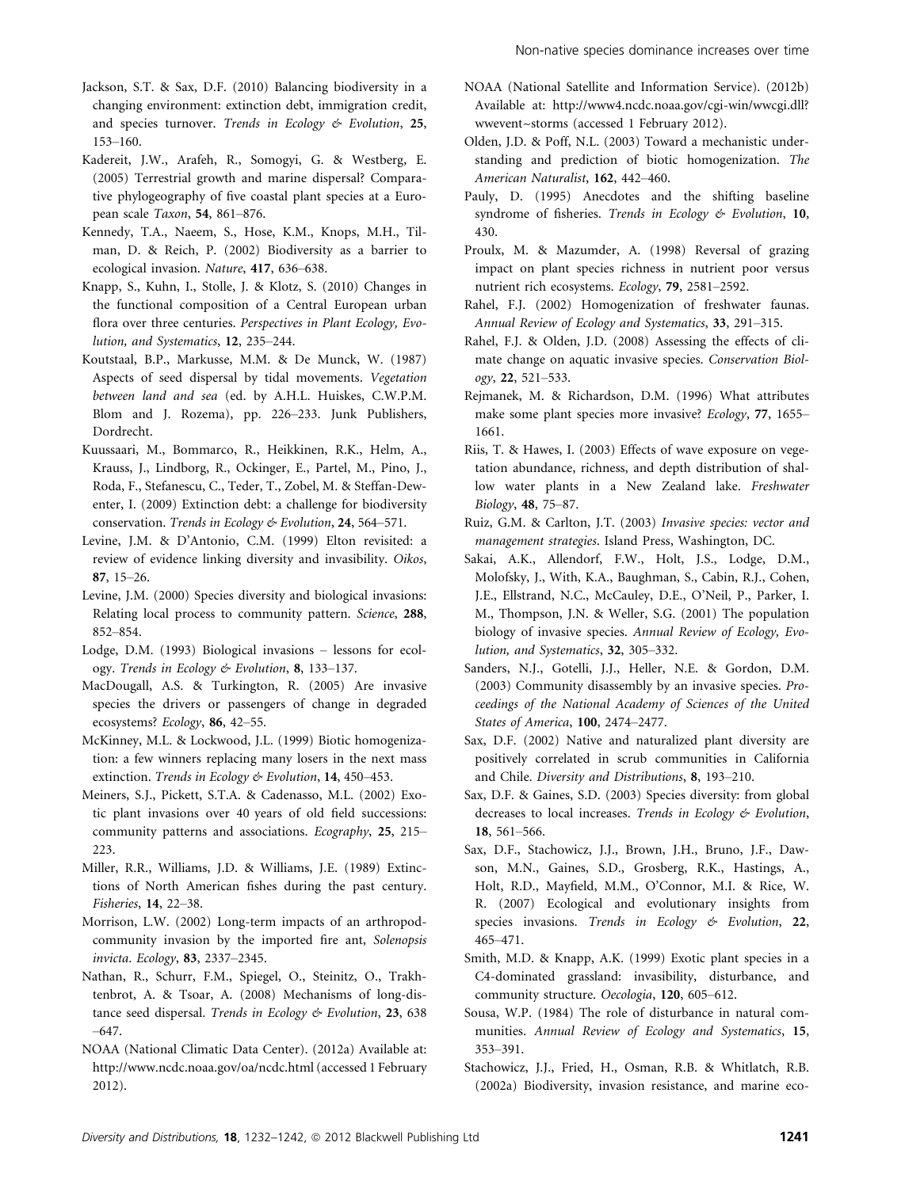Jackson, S.T. & Sax, D.F. (2010) Balancing biodiversity in a changing environment: extinction debt, immigration credit, and species turnover. *Trends in Ecology & Evolution*, **25**, 153–160.

Kadereit, J.W., Arafeh, R., Somogyi, G. & Westberg, E. (2005) Terrestrial growth and marine dispersal? Comparative phylogeography of five coastal plant species at a European scale *Taxon*, **54**, 861–876.

Kennedy, T.A., Naeem, S., Hose, K.M., Knops, M.H., Tilman, D. & Reich, P. (2002) Biodiversity as a barrier to ecological invasion. *Nature*, **417**, 636–638.

Knapp, S., Kuhn, I., Stolle, J. & Klotz, S. (2010) Changes in the functional composition of a Central European urban flora over three centuries. *Perspectives in Plant Ecology, Evolution, and Systematics*, **12**, 235–244.

Koutstaal, B.P., Markusse, M.M. & De Munck, W. (1987) Aspects of seed dispersal by tidal movements. *Vegetation between land and sea* (ed. by A.H.L. Huiskes, C.W.P.M. Blom and J. Rozema), pp. 226–233. Junk Publishers, Dordrecht.

Kuussaari, M., Bommarco, R., Heikkinen, R.K., Helm, A., Krauss, J., Lindborg, R., Ockinger, E., Partel, M., Pino, J., Roda, F., Stefanescu, C., Teder, T., Zobel, M. & Steffan-Dewenter, I. (2009) Extinction debt: a challenge for biodiversity conservation. *Trends in Ecology & Evolution*, **24**, 564–571.

Levine, J.M. & D'Antonio, C.M. (1999) Elton revisited: a review of evidence linking diversity and invasibility. *Oikos*, **87**, 15–26.

Levine, J.M. (2000) Species diversity and biological invasions: Relating local process to community pattern. *Science*, **288**, 852–854.

Lodge, D.M. (1993) Biological invasions – lessons for ecology. *Trends in Ecology & Evolution*, **8**, 133–137.

MacDougall, A.S. & Turkington, R. (2005) Are invasive species the drivers or passengers of change in degraded ecosystems? *Ecology*, **86**, 42–55.

McKinney, M.L. & Lockwood, J.L. (1999) Biotic homogenization: a few winners replacing many losers in the next mass extinction. *Trends in Ecology & Evolution*, **14**, 450–453.

Meiners, S.J., Pickett, S.T.A. & Cadenasso, M.L. (2002) Exotic plant invasions over 40 years of old field successions: community patterns and associations. *Ecography*, **25**, 215–223.

Miller, R.R., Williams, J.D. & Williams, J.E. (1989) Extinctions of North American fishes during the past century. *Fisheries*, **14**, 22–38.

Morrison, L.W. (2002) Long-term impacts of an arthropod-community invasion by the imported fire ant, *Solenopsis invicta*. *Ecology*, **83**, 2337–2345.

Nathan, R., Schurr, F.M., Spiegel, O., Steinitz, O., Trakhtenbrot, A. & Tsoar, A. (2008) Mechanisms of long-distance seed dispersal. *Trends in Ecology & Evolution*, **23**, 638–647.

NOAA (National Climatic Data Center). (2012a) Available at: http://www.ncdc.noaa.gov/oa/ncdc.html (accessed 1 February 2012).

NOAA (National Satellite and Information Service). (2012b) Available at: http://www4.ncdc.noaa.gov/cgi-win/wwcgi.dll?wwevent~storms (accessed 1 February 2012).

Olden, J.D. & Poff, N.L. (2003) Toward a mechanistic understanding and prediction of biotic homogenization. *The American Naturalist*, **162**, 442–460.

Pauly, D. (1995) Anecdotes and the shifting baseline syndrome of fisheries. *Trends in Ecology & Evolution*, **10**, 430.

Proulx, M. & Mazumder, A. (1998) Reversal of grazing impact on plant species richness in nutrient poor versus nutrient rich ecosystems. *Ecology*, **79**, 2581–2592.

Rahel, F.J. (2002) Homogenization of freshwater faunas. *Annual Review of Ecology and Systematics*, **33**, 291–315.

Rahel, F.J. & Olden, J.D. (2008) Assessing the effects of climate change on aquatic invasive species. *Conservation Biology*, **22**, 521–533.

Rejmanek, M. & Richardson, D.M. (1996) What attributes make some plant species more invasive? *Ecology*, **77**, 1655–1661.

Riis, T. & Hawes, I. (2003) Effects of wave exposure on vegetation abundance, richness, and depth distribution of shallow water plants in a New Zealand lake. *Freshwater Biology*, **48**, 75–87.

Ruiz, G.M. & Carlton, J.T. (2003) *Invasive species: vector and management strategies*. Island Press, Washington, DC.

Sakai, A.K., Allendorf, F.W., Holt, J.S., Lodge, D.M., Molofsky, J., With, K.A., Baughman, S., Cabin, R.J., Cohen, J.E., Ellstrand, N.C., McCauley, D.E., O'Neil, P., Parker, I. M., Thompson, J.N. & Weller, S.G. (2001) The population biology of invasive species. *Annual Review of Ecology, Evolution, and Systematics*, **32**, 305–332.

Sanders, N.J., Gotelli, J.J., Heller, N.E. & Gordon, D.M. (2003) Community disassembly by an invasive species. *Proceedings of the National Academy of Sciences of the United States of America*, **100**, 2474–2477.

Sax, D.F. (2002) Native and naturalized plant diversity are positively correlated in scrub communities in California and Chile. *Diversity and Distributions*, **8**, 193–210.

Sax, D.F. & Gaines, S.D. (2003) Species diversity: from global decreases to local increases. *Trends in Ecology & Evolution*, **18**, 561–566.

Sax, D.F., Stachowicz, J.J., Brown, J.H., Bruno, J.F., Dawson, M.N., Gaines, S.D., Grosberg, R.K., Hastings, A., Holt, R.D., Mayfield, M.M., O'Connor, M.I. & Rice, W. R. (2007) Ecological and evolutionary insights from species invasions. *Trends in Ecology & Evolution*, **22**, 465–471.

Smith, M.D. & Knapp, A.K. (1999) Exotic plant species in a C4-dominated grassland: invasibility, disturbance, and community structure. *Oecologia*, **120**, 605–612.

Sousa, W.P. (1984) The role of disturbance in natural communities. *Annual Review of Ecology and Systematics*, **15**, 353–391.

Stachowicz, J.J., Fried, H., Osman, R.B. & Whitlatch, R.B. (2002a) Biodiversity, invasion resistance, and marine eco-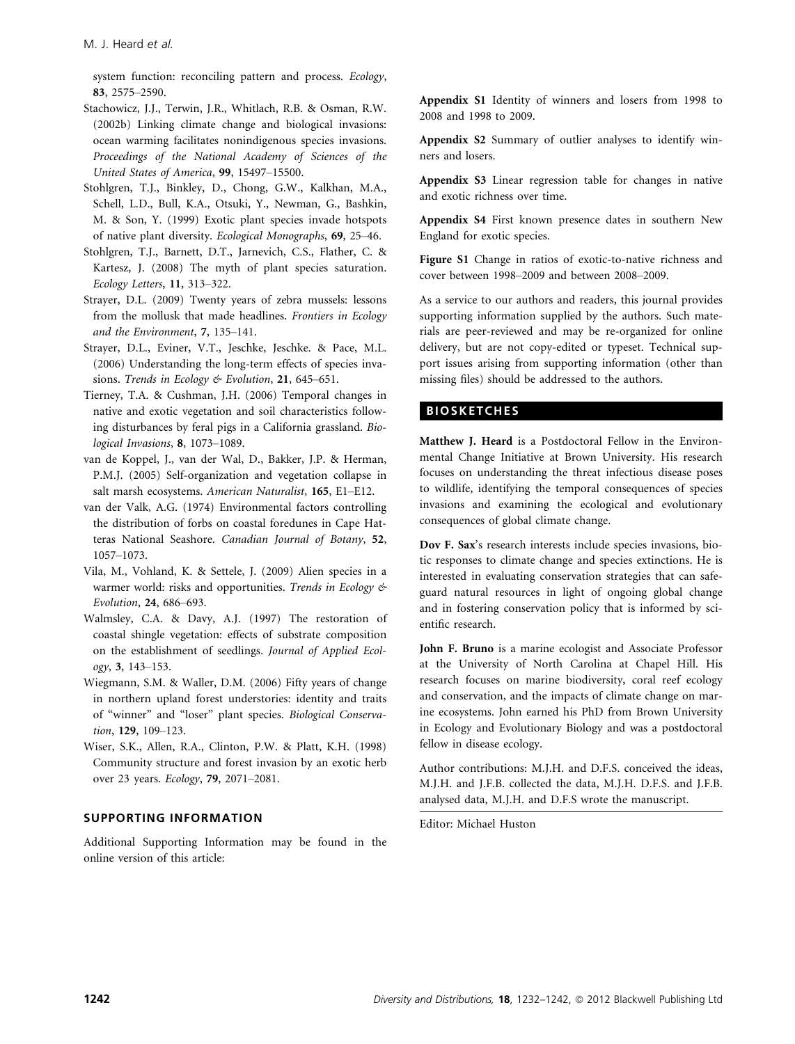system function: reconciling pattern and process. *Ecology*, **83**, 2575–2590.

Stachowicz, J.J., Terwin, J.R., Whitlach, R.B. & Osman, R.W. (2002b) Linking climate change and biological invasions: ocean warming facilitates nonindigenous species invasions. *Proceedings of the National Academy of Sciences of the United States of America*, **99**, 15497–15500.

Stohlgren, T.J., Binkley, D., Chong, G.W., Kalkhan, M.A., Schell, L.D., Bull, K.A., Otsuki, Y., Newman, G., Bashkin, M. & Son, Y. (1999) Exotic plant species invade hotspots of native plant diversity. *Ecological Monographs*, **69**, 25–46.

Stohlgren, T.J., Barnett, D.T., Jarnevich, C.S., Flather, C. & Kartesz, J. (2008) The myth of plant species saturation. *Ecology Letters*, **11**, 313–322.

Strayer, D.L. (2009) Twenty years of zebra mussels: lessons from the mollusk that made headlines. *Frontiers in Ecology and the Environment*, **7**, 135–141.

Strayer, D.L., Eviner, V.T., Jeschke, Jeschke. & Pace, M.L. (2006) Understanding the long-term effects of species invasions. *Trends in Ecology & Evolution*, **21**, 645–651.

Tierney, T.A. & Cushman, J.H. (2006) Temporal changes in native and exotic vegetation and soil characteristics following disturbances by feral pigs in a California grassland. *Biological Invasions*, **8**, 1073–1089.

van de Koppel, J., van der Wal, D., Bakker, J.P. & Herman, P.M.J. (2005) Self-organization and vegetation collapse in salt marsh ecosystems. *American Naturalist*, **165**, E1–E12.

van der Valk, A.G. (1974) Environmental factors controlling the distribution of forbs on coastal foredunes in Cape Hatteras National Seashore. *Canadian Journal of Botany*, **52**, 1057–1073.

Vila, M., Vohland, K. & Settele, J. (2009) Alien species in a warmer world: risks and opportunities. *Trends in Ecology & Evolution*, **24**, 686–693.

Walmsley, C.A. & Davy, A.J. (1997) The restoration of coastal shingle vegetation: effects of substrate composition on the establishment of seedlings. *Journal of Applied Ecology*, **3**, 143–153.

Wiegmann, S.M. & Waller, D.M. (2006) Fifty years of change in northern upland forest understories: identity and traits of "winner" and "loser" plant species. *Biological Conservation*, **129**, 109–123.

Wiser, S.K., Allen, R.A., Clinton, P.W. & Platt, K.H. (1998) Community structure and forest invasion by an exotic herb over 23 years. *Ecology*, **79**, 2071–2081.

## SUPPORTING INFORMATION

Additional Supporting Information may be found in the online version of this article:

**Appendix S1** Identity of winners and losers from 1998 to 2008 and 1998 to 2009.

**Appendix S2** Summary of outlier analyses to identify winners and losers.

**Appendix S3** Linear regression table for changes in native and exotic richness over time.

**Appendix S4** First known presence dates in southern New England for exotic species.

**Figure S1** Change in ratios of exotic-to-native richness and cover between 1998–2009 and between 2008–2009.

As a service to our authors and readers, this journal provides supporting information supplied by the authors. Such materials are peer-reviewed and may be re-organized for online delivery, but are not copy-edited or typeset. Technical support issues arising from supporting information (other than missing files) should be addressed to the authors.

## BIOSKETCHES

**Matthew J. Heard** is a Postdoctoral Fellow in the Environmental Change Initiative at Brown University. His research focuses on understanding the threat infectious disease poses to wildlife, identifying the temporal consequences of species invasions and examining the ecological and evolutionary consequences of global climate change.

**Dov F. Sax**'s research interests include species invasions, biotic responses to climate change and species extinctions. He is interested in evaluating conservation strategies that can safeguard natural resources in light of ongoing global change and in fostering conservation policy that is informed by scientific research.

**John F. Bruno** is a marine ecologist and Associate Professor at the University of North Carolina at Chapel Hill. His research focuses on marine biodiversity, coral reef ecology and conservation, and the impacts of climate change on marine ecosystems. John earned his PhD from Brown University in Ecology and Evolutionary Biology and was a postdoctoral fellow in disease ecology.

Author contributions: M.J.H. and D.F.S. conceived the ideas, M.J.H. and J.F.B. collected the data, M.J.H. D.F.S. and J.F.B. analysed data, M.J.H. and D.F.S wrote the manuscript.

Editor: Michael Huston